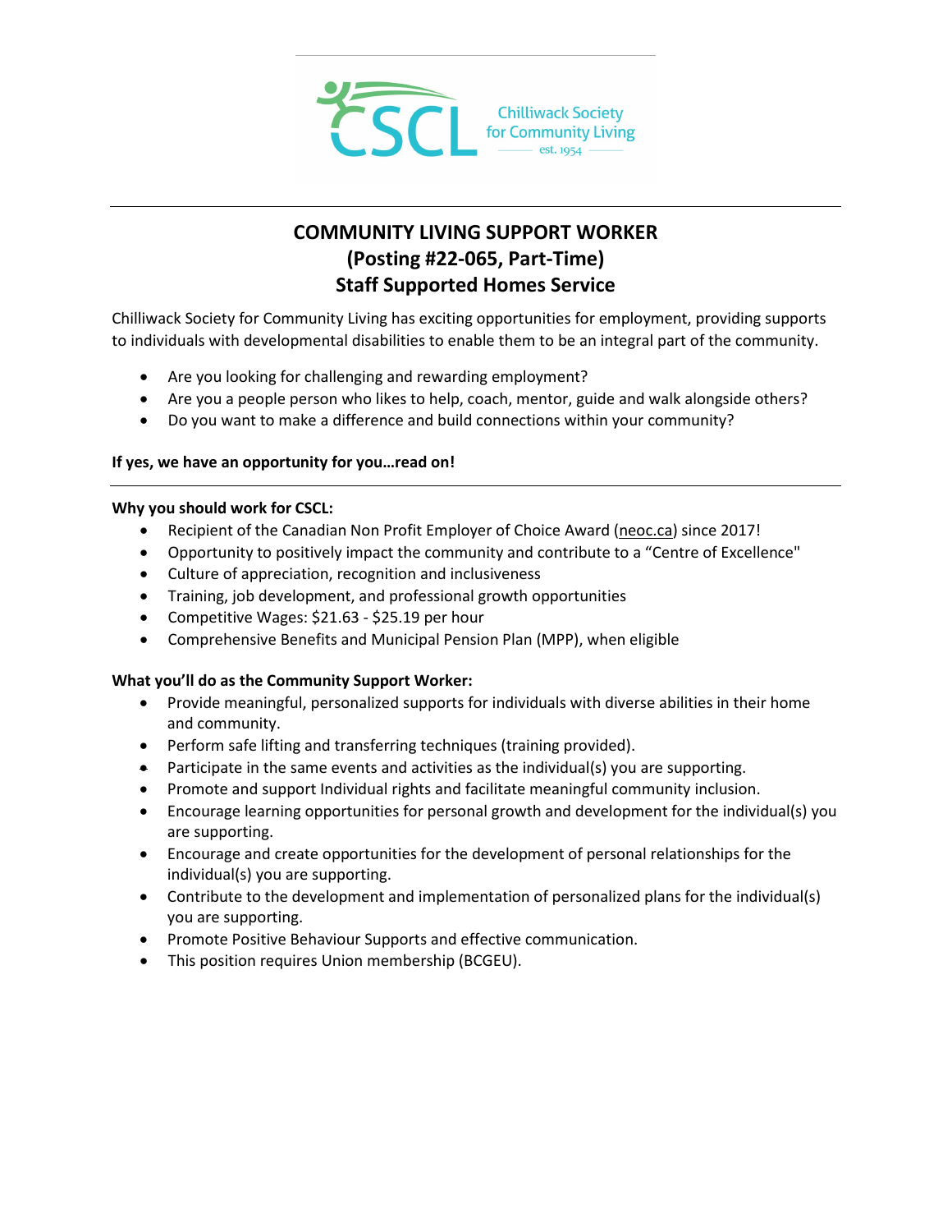# COMMUNITY LIVING SUPPORT WORKER
# (Posting #22-065, Part-Time)
# Staff Supported Homes Service

Chilliwack Society for Community Living has exciting opportunities for employment, providing supports to individuals with developmental disabilities to enable them to be an integral part of the community.

- Are you looking for challenging and rewarding employment?
- Are you a people person who likes to help, coach, mentor, guide and walk alongside others?
- Do you want to make a difference and build connections within your community?

**If yes, we have an opportunity for you…read on!**

---

**Why you should work for CSCL:**

- Recipient of the Canadian Non Profit Employer of Choice Award (neoc.ca) since 2017!
- Opportunity to positively impact the community and contribute to a "Centre of Excellence"
- Culture of appreciation, recognition and inclusiveness
- Training, job development, and professional growth opportunities
- Competitive Wages: $21.63 - $25.19 per hour
- Comprehensive Benefits and Municipal Pension Plan (MPP), when eligible

**What you'll do as the Community Support Worker:**

- Provide meaningful, personalized supports for individuals with diverse abilities in their home and community.
- Perform safe lifting and transferring techniques (training provided).
- Participate in the same events and activities as the individual(s) you are supporting.
- Promote and support Individual rights and facilitate meaningful community inclusion.
- Encourage learning opportunities for personal growth and development for the individual(s) you are supporting.
- Encourage and create opportunities for the development of personal relationships for the individual(s) you are supporting.
- Contribute to the development and implementation of personalized plans for the individual(s) you are supporting.
- Promote Positive Behaviour Supports and effective communication.
- This position requires Union membership (BCGEU).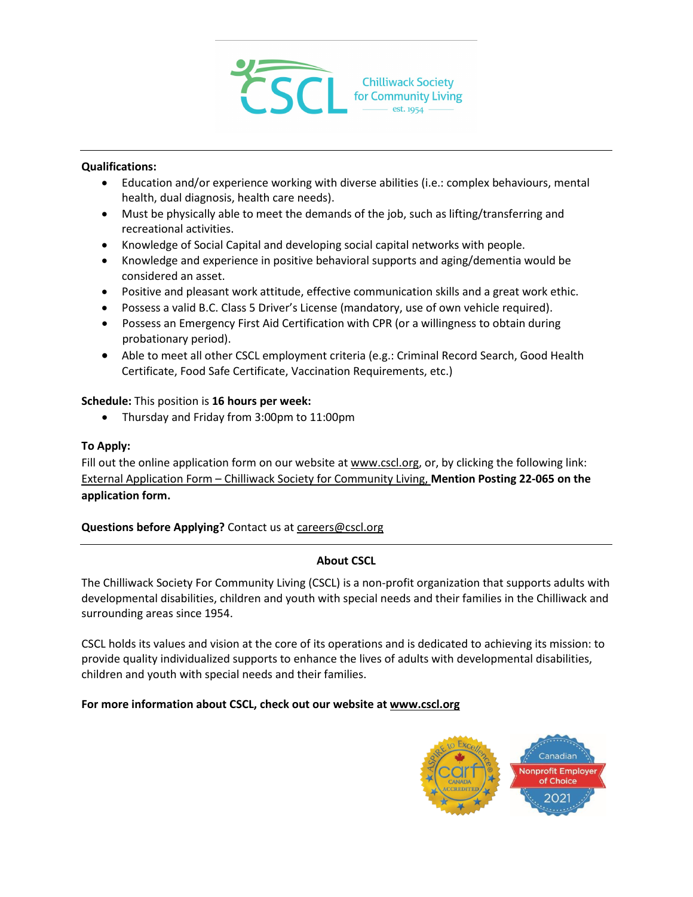**Qualifications:**

- Education and/or experience working with diverse abilities (i.e.: complex behaviours, mental health, dual diagnosis, health care needs).
- Must be physically able to meet the demands of the job, such as lifting/transferring and recreational activities.
- Knowledge of Social Capital and developing social capital networks with people.
- Knowledge and experience in positive behavioral supports and aging/dementia would be considered an asset.
- Positive and pleasant work attitude, effective communication skills and a great work ethic.
- Possess a valid B.C. Class 5 Driver's License (mandatory, use of own vehicle required).
- Possess an Emergency First Aid Certification with CPR (or a willingness to obtain during probationary period).
- Able to meet all other CSCL employment criteria (e.g.: Criminal Record Search, Good Health Certificate, Food Safe Certificate, Vaccination Requirements, etc.)

**Schedule:** This position is **16 hours per week:**

- Thursday and Friday from 3:00pm to 11:00pm

**To Apply:**

Fill out the online application form on our website at www.cscl.org, or, by clicking the following link: External Application Form – Chilliwack Society for Community Living, **Mention Posting 22-065 on the application form.**

**Questions before Applying?** Contact us at careers@cscl.org

---

**About CSCL**

The Chilliwack Society For Community Living (CSCL) is a non-profit organization that supports adults with developmental disabilities, children and youth with special needs and their families in the Chilliwack and surrounding areas since 1954.

CSCL holds its values and vision at the core of its operations and is dedicated to achieving its mission: to provide quality individualized supports to enhance the lives of adults with developmental disabilities, children and youth with special needs and their families.

**For more information about CSCL, check out our website at www.cscl.org**